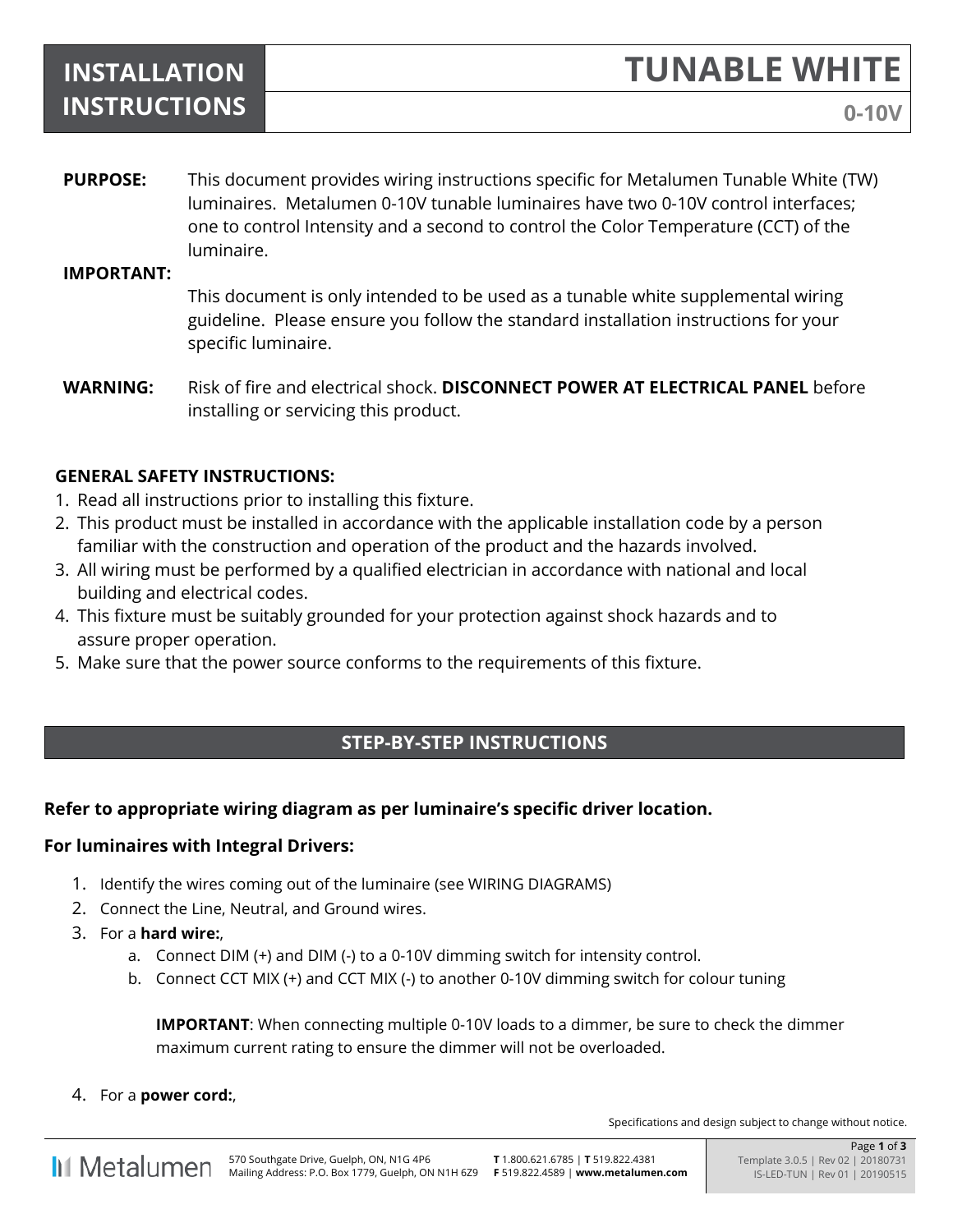# INSTALLATION INSTRUCTIONS

# TUNABLE WHITE

## 0-10V

**PURPOSE:** This document provides wiring instructions specific for Metalumen Tunable White (TW) luminaires. Metalumen 0-10V tunable luminaires have two 0-10V control interfaces; one to control Intensity and a second to control the Color Temperature (CCT) of the luminaire.

**IMPORTANT:** This document is only intended to be used as a tunable white supplemental wiring guideline. Please ensure you follow the standard installation instructions for your specific luminaire.

**WARNING:** Risk of fire and electrical shock. **DISCONNECT POWER AT ELECTRICAL PANEL** before installing or servicing this product.

**GENERAL SAFETY INSTRUCTIONS:**

1. Read all instructions prior to installing this fixture.
2. This product must be installed in accordance with the applicable installation code by a person familiar with the construction and operation of the product and the hazards involved.
3. All wiring must be performed by a qualified electrician in accordance with national and local building and electrical codes.
4. This fixture must be suitably grounded for your protection against shock hazards and to assure proper operation.
5. Make sure that the power source conforms to the requirements of this fixture.

## STEP-BY-STEP INSTRUCTIONS

**Refer to appropriate wiring diagram as per luminaire's specific driver location.**

**For luminaires with Integral Drivers:**

1. Identify the wires coming out of the luminaire (see WIRING DIAGRAMS)
2. Connect the Line, Neutral, and Ground wires.
3. For a **hard wire:**,
   a. Connect DIM (+) and DIM (-) to a 0-10V dimming switch for intensity control.
   b. Connect CCT MIX (+) and CCT MIX (-) to another 0-10V dimming switch for colour tuning

   **IMPORTANT**: When connecting multiple 0-10V loads to a dimmer, be sure to check the dimmer maximum current rating to ensure the dimmer will not be overloaded.

4. For a **power cord:**,

Specifications and design subject to change without notice.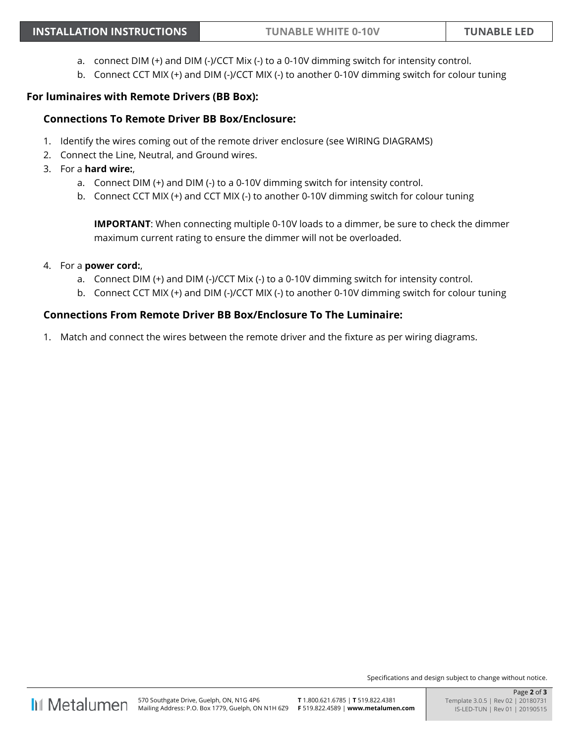a. connect DIM (+) and DIM (-)/CCT Mix (-) to a 0-10V dimming switch for intensity control.
   b. Connect CCT MIX (+) and DIM (-)/CCT MIX (-) to another 0-10V dimming switch for colour tuning

### For luminaires with Remote Drivers (BB Box):

#### Connections To Remote Driver BB Box/Enclosure:

1. Identify the wires coming out of the remote driver enclosure (see WIRING DIAGRAMS)
2. Connect the Line, Neutral, and Ground wires.
3. For a **hard wire:**,
   a. Connect DIM (+) and DIM (-) to a 0-10V dimming switch for intensity control.
   b. Connect CCT MIX (+) and CCT MIX (-) to another 0-10V dimming switch for colour tuning

   **IMPORTANT**: When connecting multiple 0-10V loads to a dimmer, be sure to check the dimmer maximum current rating to ensure the dimmer will not be overloaded.

4. For a **power cord:**,
   a. Connect DIM (+) and DIM (-)/CCT Mix (-) to a 0-10V dimming switch for intensity control.
   b. Connect CCT MIX (+) and DIM (-)/CCT MIX (-) to another 0-10V dimming switch for colour tuning

#### Connections From Remote Driver BB Box/Enclosure To The Luminaire:

1. Match and connect the wires between the remote driver and the fixture as per wiring diagrams.

Specifications and design subject to change without notice.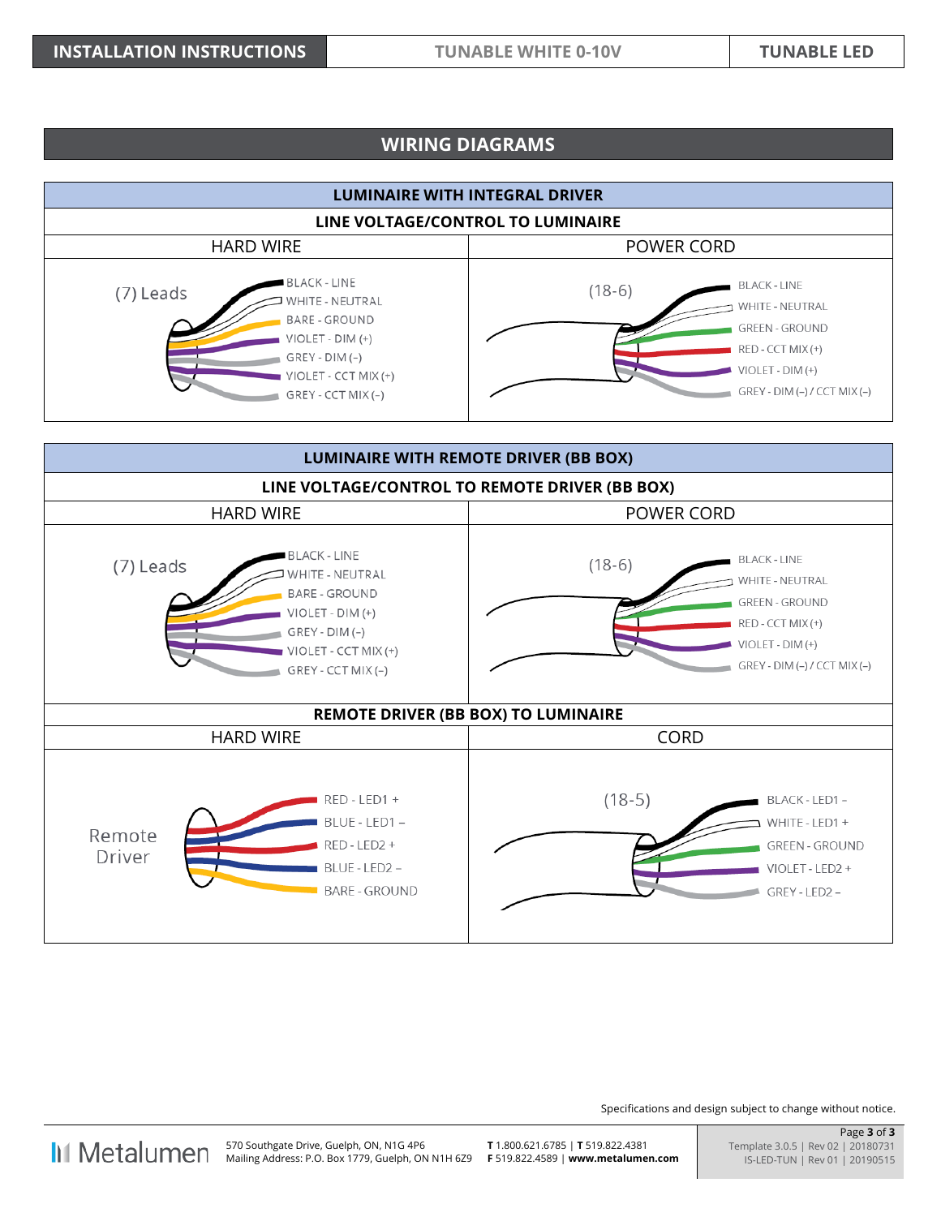## WIRING DIAGRAMS

### LUMINAIRE WITH INTEGRAL DRIVER

**LINE VOLTAGE/CONTROL TO LUMINAIRE**

| HARD WIRE | POWER CORD |
| --- | --- |
| (7) Leads | (18-6) |
| BLACK - LINE | BLACK - LINE |
| WHITE - NEUTRAL | WHITE - NEUTRAL |
| BARE - GROUND | GREEN - GROUND |
| VIOLET - DIM (+) | RED - CCT MIX (+) |
| GREY - DIM (-) | VIOLET - DIM (+) |
| VIOLET - CCT MIX (+) | GREY - DIM (–) / CCT MIX (–) |
| GREY - CCT MIX (-) | |

### LUMINAIRE WITH REMOTE DRIVER (BB BOX)

**LINE VOLTAGE/CONTROL TO REMOTE DRIVER (BB BOX)**

| HARD WIRE | POWER CORD |
| --- | --- |
| (7) Leads | (18-6) |
| BLACK - LINE | BLACK - LINE |
| WHITE - NEUTRAL | WHITE - NEUTRAL |
| BARE - GROUND | GREEN - GROUND |
| VIOLET - DIM (+) | RED - CCT MIX (+) |
| GREY - DIM (-) | VIOLET - DIM (+) |
| VIOLET - CCT MIX (+) | GREY - DIM (–) / CCT MIX (–) |
| GREY - CCT MIX (-) | |

**REMOTE DRIVER (BB BOX) TO LUMINAIRE**

| HARD WIRE | CORD |
| --- | --- |
| Remote Driver | (18-5) |
| RED - LED1 + | BLACK - LED1 – |
| BLUE - LED1 – | WHITE - LED1 + |
| RED - LED2 + | GREEN - GROUND |
| BLUE - LED2 – | VIOLET - LED2 + |
| BARE - GROUND | GREY - LED2 – |

Specifications and design subject to change without notice.